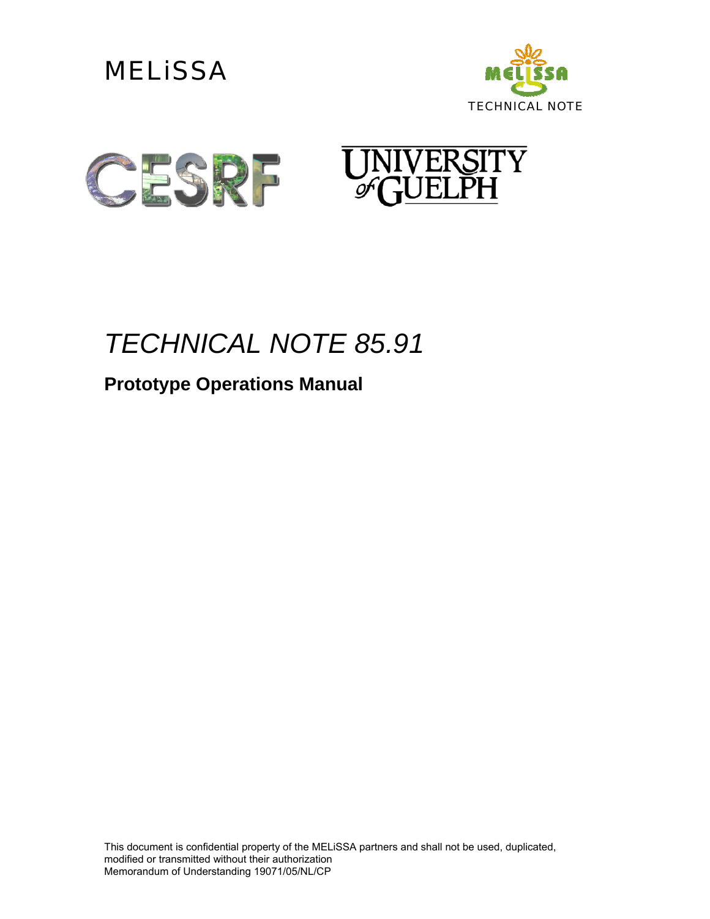MELiSSA

TECHNICAL NOTE

# *TECHNICAL NOTE 85.91*

## Prototype Operations Manual

This document is confidential property of the MELiSSA partners and shall not be used, duplicated, modified or transmitted without their authorization
Memorandum of Understanding 19071/05/NL/CP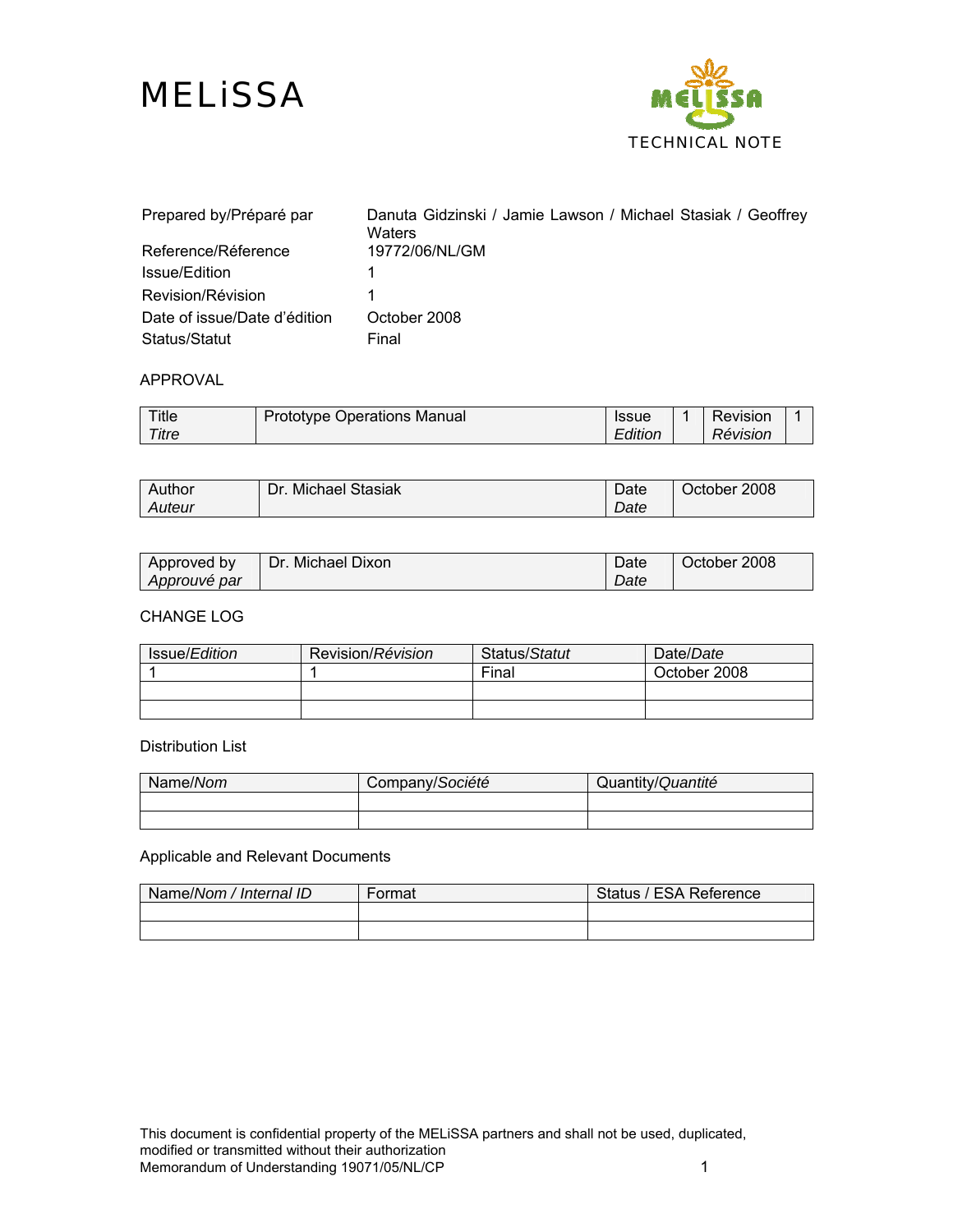# MELiSSA

TECHNICAL NOTE

| | |
|---|---|
| Prepared by/Préparé par | Danuta Gidzinski / Jamie Lawson / Michael Stasiak / Geoffrey Waters |
| Reference/Réference | 19772/06/NL/GM |
| Issue/Edition | 1 |
| Revision/Révision | 1 |
| Date of issue/Date d'édition | October 2008 |
| Status/Statut | Final |

APPROVAL

| Title *Titre* | Prototype Operations Manual | Issue *Edition* | 1 | Revision *Révision* | 1 |
|---|---|---|---|---|---|

| Author *Auteur* | Dr. Michael Stasiak | Date *Date* | October 2008 |
|---|---|---|---|

| Approved by *Approuvé par* | Dr. Michael Dixon | Date *Date* | October 2008 |
|---|---|---|---|

CHANGE LOG

| Issue/*Edition* | Revision/*Révision* | Status/*Statut* | Date/*Date* |
|---|---|---|---|
| 1 | 1 | Final | October 2008 |
| | | | |
| | | | |

Distribution List

| Name/*Nom* | Company/*Société* | Quantity/*Quantité* |
|---|---|---|
| | | |
| | | |

Applicable and Relevant Documents

| Name/*Nom / Internal ID* | Format | Status / ESA Reference |
|---|---|---|
| | | |
| | | |

This document is confidential property of the MELiSSA partners and shall not be used, duplicated, modified or transmitted without their authorization
Memorandum of Understanding 19071/05/NL/CP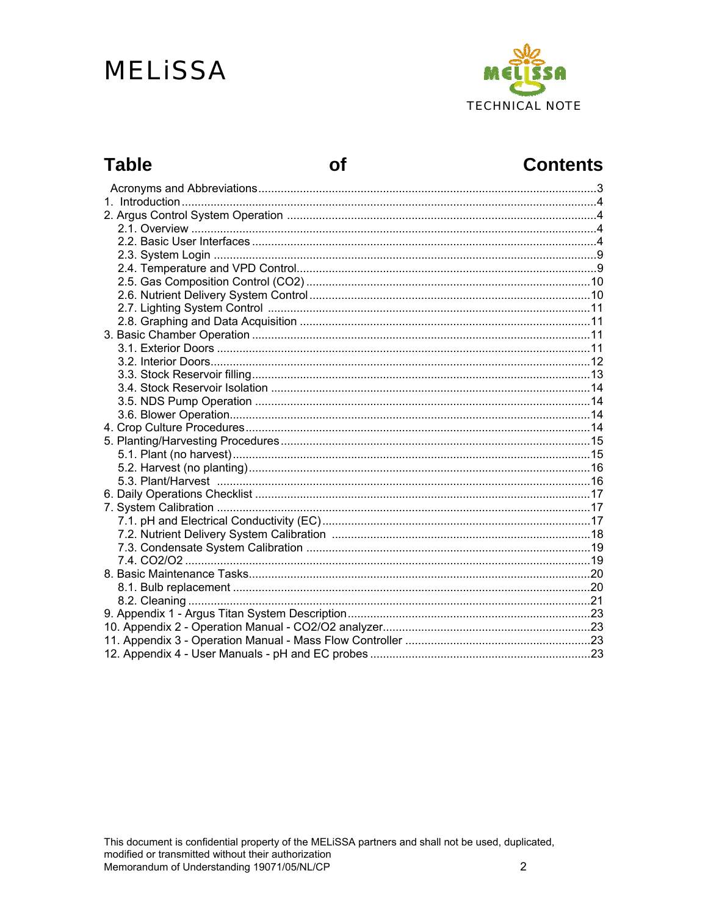# Table of Contents

Acronyms and Abbreviations........................................................................................................3
1. Introduction................................................................................................................................4
2. Argus Control System Operation ...............................................................................................4
 2.1. Overview ..............................................................................................................................4
 2.2. Basic User Interfaces ...........................................................................................................4
 2.3. System Login .......................................................................................................................9
 2.4. Temperature and VPD Control.............................................................................................9
 2.5. Gas Composition Control (CO2) ........................................................................................10
 2.6. Nutrient Delivery System Control........................................................................................10
 2.7. Lighting System Control ....................................................................................................11
 2.8. Graphing and Data Acquisition ..........................................................................................11
3. Basic Chamber Operation .........................................................................................................11
 3.1. Exterior Doors ....................................................................................................................11
 3.2. Interior Doors......................................................................................................................12
 3.3. Stock Reservoir filling.........................................................................................................13
 3.4. Stock Reservoir Isolation ...................................................................................................14
 3.5. NDS Pump Operation ........................................................................................................14
 3.6. Blower Operation................................................................................................................14
4. Crop Culture Procedures...........................................................................................................14
5. Planting/Harvesting Procedures................................................................................................15
 5.1. Plant (no harvest)...............................................................................................................15
 5.2. Harvest (no planting)..........................................................................................................16
 5.3. Plant/Harvest ....................................................................................................................16
6. Daily Operations Checklist ........................................................................................................17
7. System Calibration ....................................................................................................................17
 7.1. pH and Electrical Conductivity (EC)...................................................................................17
 7.2. Nutrient Delivery System Calibration ................................................................................18
 7.3. Condensate System Calibration ........................................................................................19
 7.4. CO2/O2 ..............................................................................................................................19
8. Basic Maintenance Tasks..........................................................................................................20
 8.1. Bulb replacement ...............................................................................................................20
 8.2. Cleaning .............................................................................................................................21
9. Appendix 1 - Argus Titan System Description...........................................................................23
10. Appendix 2 - Operation Manual - CO2/O2 analyzer.................................................................23
11. Appendix 3 - Operation Manual - Mass Flow Controller ..........................................................23
12. Appendix 4 - User Manuals - pH and EC probes ....................................................................23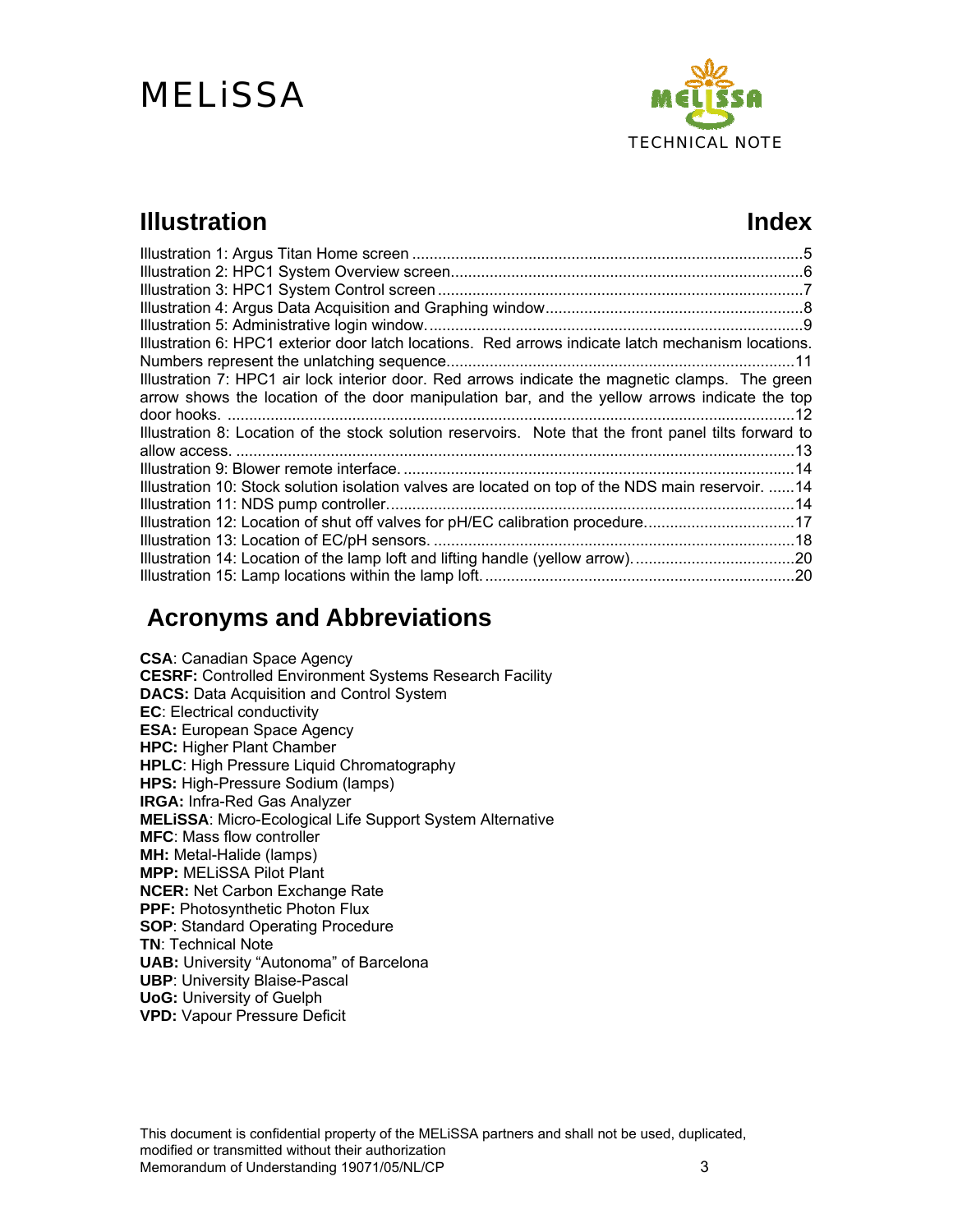# Illustration Index

Illustration 1: Argus Titan Home screen ..........................................................................................5
Illustration 2: HPC1 System Overview screen.................................................................................6
Illustration 3: HPC1 System Control screen ....................................................................................7
Illustration 4: Argus Data Acquisition and Graphing window...........................................................8
Illustration 5: Administrative login window.......................................................................................9
Illustration 6: HPC1 exterior door latch locations. Red arrows indicate latch mechanism locations. Numbers represent the unlatching sequence.................................................................................11
Illustration 7: HPC1 air lock interior door. Red arrows indicate the magnetic clamps. The green arrow shows the location of the door manipulation bar, and the yellow arrows indicate the top door hooks. ....................................................................................................................................12
Illustration 8: Location of the stock solution reservoirs. Note that the front panel tilts forward to allow access. ..................................................................................................................................13
Illustration 9: Blower remote interface. ...........................................................................................14
Illustration 10: Stock solution isolation valves are located on top of the NDS main reservoir. ......14
Illustration 11: NDS pump controller...............................................................................................14
Illustration 12: Location of shut off valves for pH/EC calibration procedure...................................17
Illustration 13: Location of EC/pH sensors. ....................................................................................18
Illustration 14: Location of the lamp loft and lifting handle (yellow arrow)......................................20
Illustration 15: Lamp locations within the lamp loft. ........................................................................20

# Acronyms and Abbreviations

**CSA**: Canadian Space Agency
**CESRF:** Controlled Environment Systems Research Facility
**DACS:** Data Acquisition and Control System
**EC**: Electrical conductivity
**ESA:** European Space Agency
**HPC:** Higher Plant Chamber
**HPLC**: High Pressure Liquid Chromatography
**HPS:** High-Pressure Sodium (lamps)
**IRGA:** Infra-Red Gas Analyzer
**MELiSSA**: Micro-Ecological Life Support System Alternative
**MFC**: Mass flow controller
**MH:** Metal-Halide (lamps)
**MPP:** MELiSSA Pilot Plant
**NCER:** Net Carbon Exchange Rate
**PPF:** Photosynthetic Photon Flux
**SOP**: Standard Operating Procedure
**TN**: Technical Note
**UAB:** University "Autonoma" of Barcelona
**UBP**: University Blaise-Pascal
**UoG:** University of Guelph
**VPD:** Vapour Pressure Deficit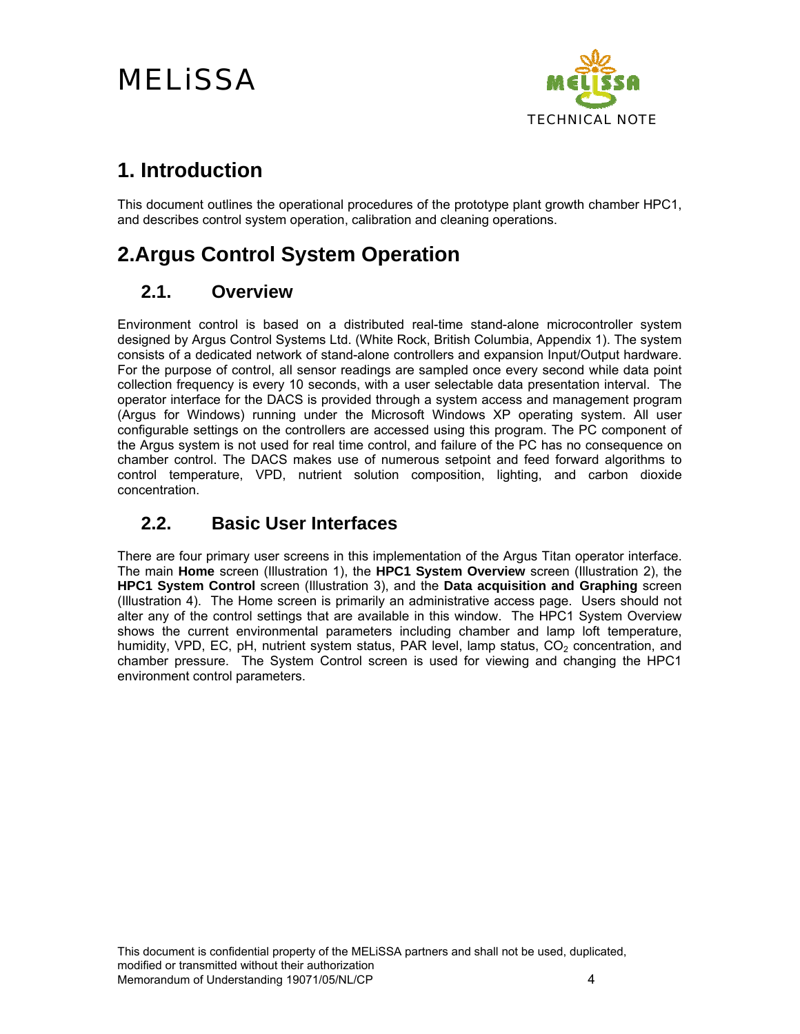# 1. Introduction

This document outlines the operational procedures of the prototype plant growth chamber HPC1, and describes control system operation, calibration and cleaning operations.

# 2.Argus Control System Operation

## 2.1. Overview

Environment control is based on a distributed real-time stand-alone microcontroller system designed by Argus Control Systems Ltd. (White Rock, British Columbia, Appendix 1). The system consists of a dedicated network of stand-alone controllers and expansion Input/Output hardware. For the purpose of control, all sensor readings are sampled once every second while data point collection frequency is every 10 seconds, with a user selectable data presentation interval. The operator interface for the DACS is provided through a system access and management program (Argus for Windows) running under the Microsoft Windows XP operating system. All user configurable settings on the controllers are accessed using this program. The PC component of the Argus system is not used for real time control, and failure of the PC has no consequence on chamber control. The DACS makes use of numerous setpoint and feed forward algorithms to control temperature, VPD, nutrient solution composition, lighting, and carbon dioxide concentration.

## 2.2. Basic User Interfaces

There are four primary user screens in this implementation of the Argus Titan operator interface. The main **Home** screen (Illustration 1), the **HPC1 System Overview** screen (Illustration 2), the **HPC1 System Control** screen (Illustration 3), and the **Data acquisition and Graphing** screen (Illustration 4). The Home screen is primarily an administrative access page. Users should not alter any of the control settings that are available in this window. The HPC1 System Overview shows the current environmental parameters including chamber and lamp loft temperature, humidity, VPD, EC, pH, nutrient system status, PAR level, lamp status, $CO_2$ concentration, and chamber pressure. The System Control screen is used for viewing and changing the HPC1 environment control parameters.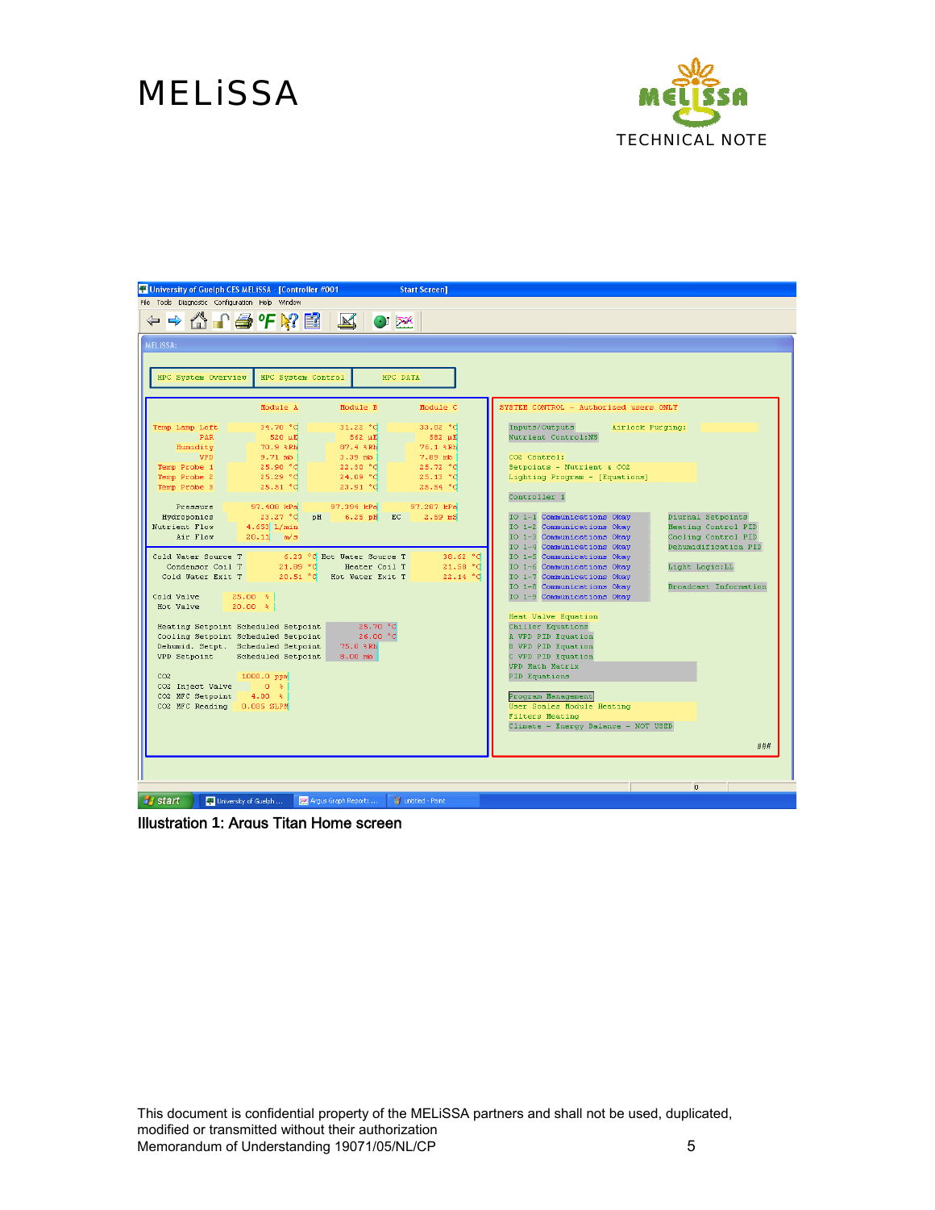Illustration 1: Argus Titan Home screen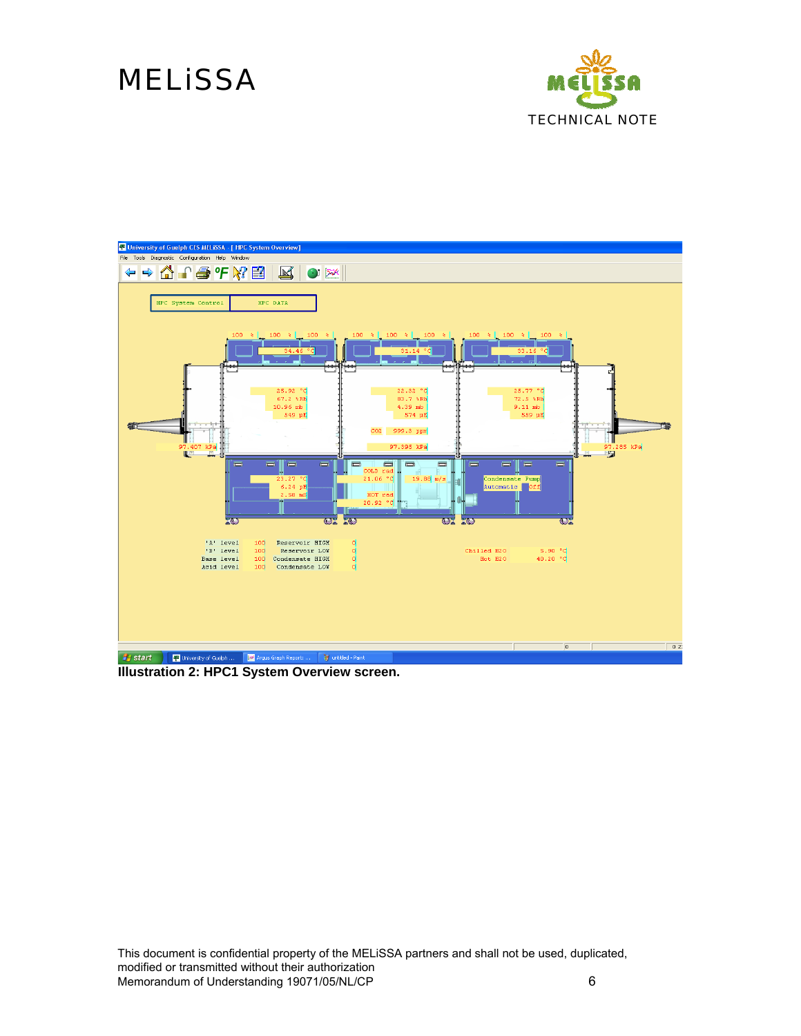Illustration 2: HPC1 System Overview screen.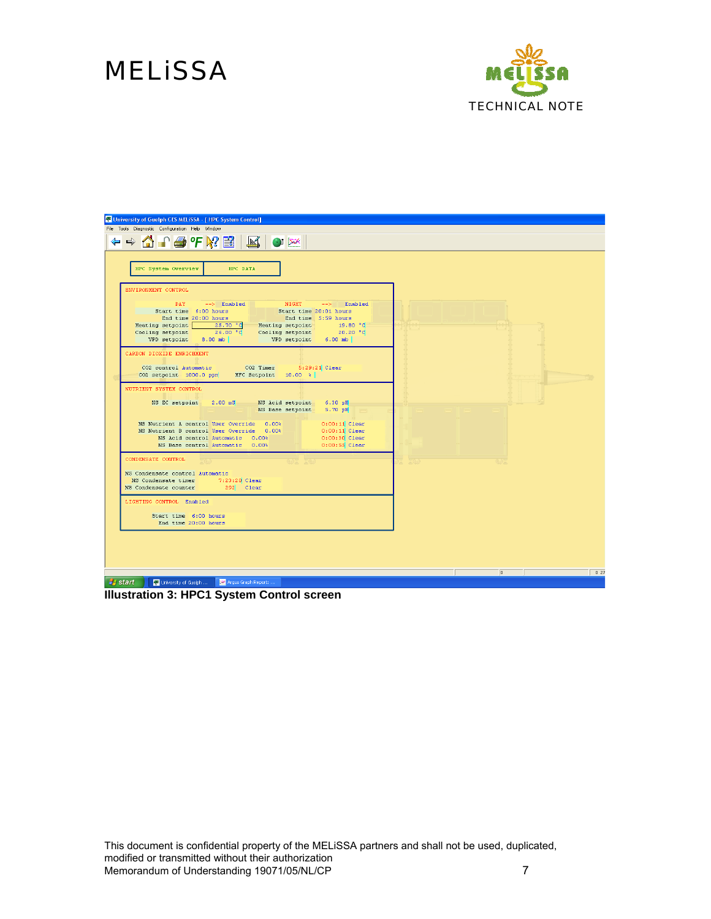**Illustration 3: HPC1 System Control screen**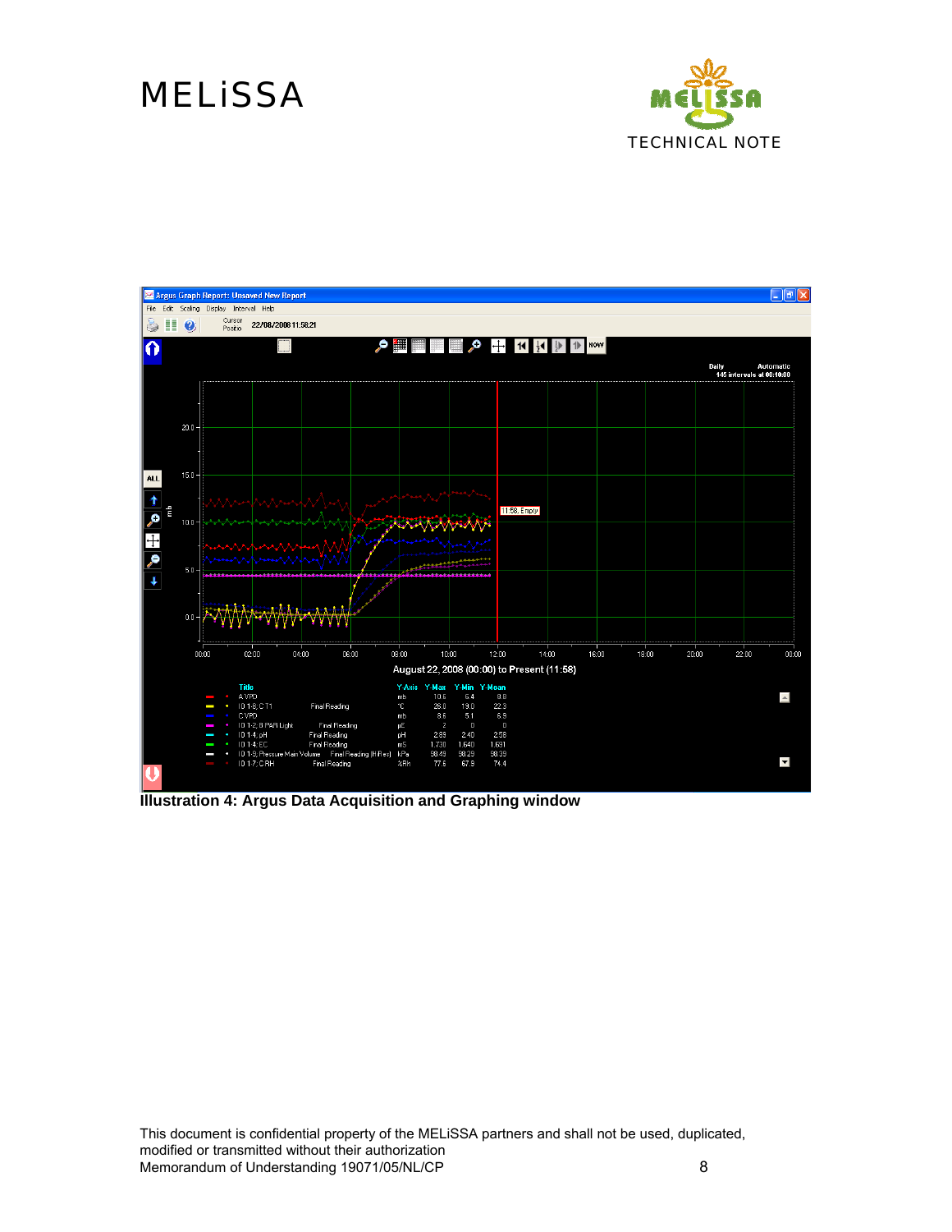Illustration 4: Argus Data Acquisition and Graphing window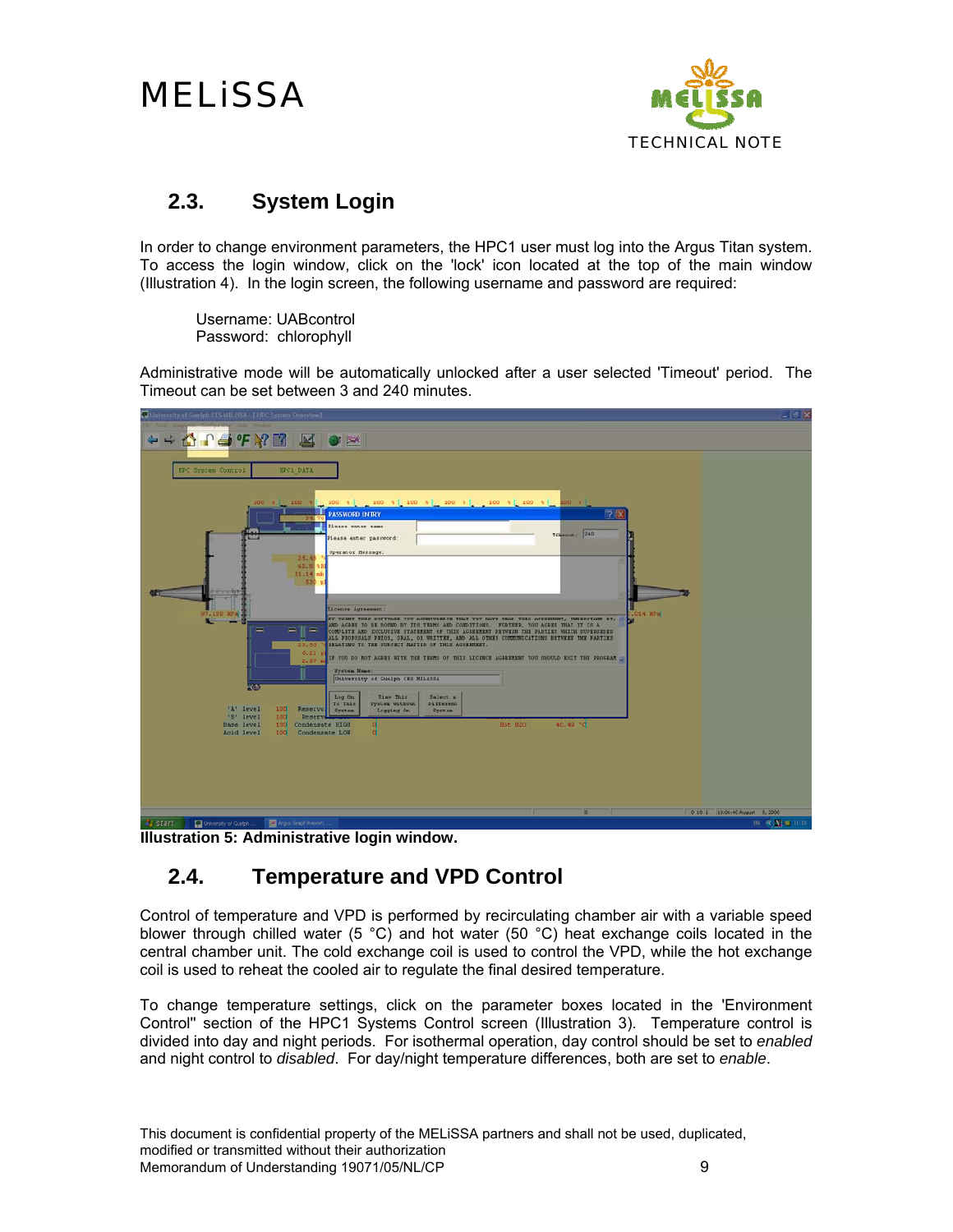## 2.3. System Login

In order to change environment parameters, the HPC1 user must log into the Argus Titan system. To access the login window, click on the 'lock' icon located at the top of the main window (Illustration 4). In the login screen, the following username and password are required:

Username: UABcontrol
Password: chlorophyll

Administrative mode will be automatically unlocked after a user selected 'Timeout' period. The Timeout can be set between 3 and 240 minutes.

**Illustration 5: Administrative login window.**

## 2.4. Temperature and VPD Control

Control of temperature and VPD is performed by recirculating chamber air with a variable speed blower through chilled water (5 °C) and hot water (50 °C) heat exchange coils located in the central chamber unit. The cold exchange coil is used to control the VPD, while the hot exchange coil is used to reheat the cooled air to regulate the final desired temperature.

To change temperature settings, click on the parameter boxes located in the 'Environment Control" section of the HPC1 Systems Control screen (Illustration 3). Temperature control is divided into day and night periods. For isothermal operation, day control should be set to *enabled* and night control to *disabled*. For day/night temperature differences, both are set to *enable*.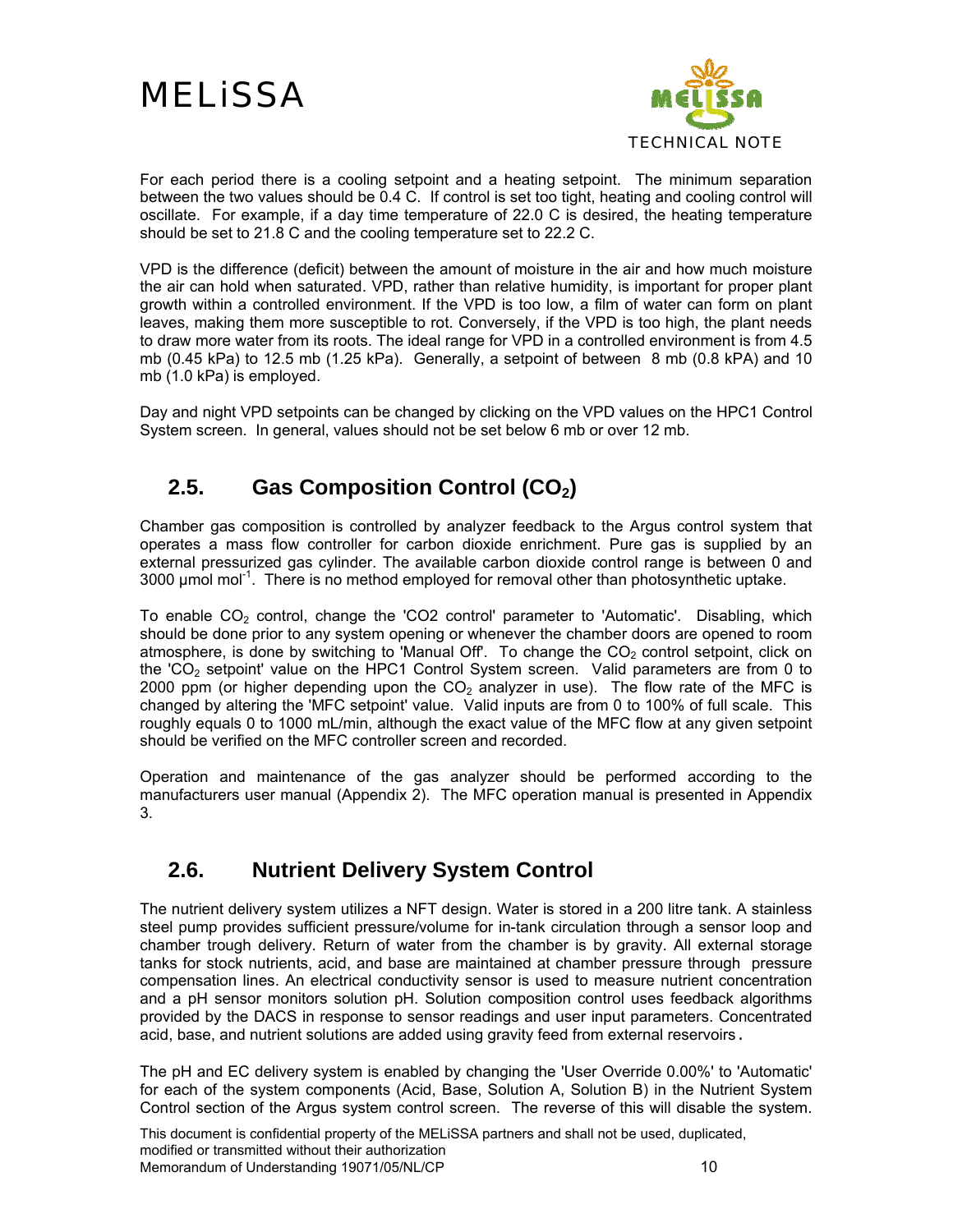For each period there is a cooling setpoint and a heating setpoint. The minimum separation between the two values should be 0.4 C. If control is set too tight, heating and cooling control will oscillate. For example, if a day time temperature of 22.0 C is desired, the heating temperature should be set to 21.8 C and the cooling temperature set to 22.2 C.

VPD is the difference (deficit) between the amount of moisture in the air and how much moisture the air can hold when saturated. VPD, rather than relative humidity, is important for proper plant growth within a controlled environment. If the VPD is too low, a film of water can form on plant leaves, making them more susceptible to rot. Conversely, if the VPD is too high, the plant needs to draw more water from its roots. The ideal range for VPD in a controlled environment is from 4.5 mb (0.45 kPa) to 12.5 mb (1.25 kPa). Generally, a setpoint of between 8 mb (0.8 kPA) and 10 mb (1.0 kPa) is employed.

Day and night VPD setpoints can be changed by clicking on the VPD values on the HPC1 Control System screen. In general, values should not be set below 6 mb or over 12 mb.

## 2.5. Gas Composition Control ($CO_2$)

Chamber gas composition is controlled by analyzer feedback to the Argus control system that operates a mass flow controller for carbon dioxide enrichment. Pure gas is supplied by an external pressurized gas cylinder. The available carbon dioxide control range is between 0 and 3000 µmol $mol^{-1}$. There is no method employed for removal other than photosynthetic uptake.

To enable $CO_2$ control, change the 'CO2 control' parameter to 'Automatic'. Disabling, which should be done prior to any system opening or whenever the chamber doors are opened to room atmosphere, is done by switching to 'Manual Off'. To change the $CO_2$ control setpoint, click on the '$CO_2$ setpoint' value on the HPC1 Control System screen. Valid parameters are from 0 to 2000 ppm (or higher depending upon the $CO_2$ analyzer in use). The flow rate of the MFC is changed by altering the 'MFC setpoint' value. Valid inputs are from 0 to 100% of full scale. This roughly equals 0 to 1000 mL/min, although the exact value of the MFC flow at any given setpoint should be verified on the MFC controller screen and recorded.

Operation and maintenance of the gas analyzer should be performed according to the manufacturers user manual (Appendix 2). The MFC operation manual is presented in Appendix 3.

## 2.6. Nutrient Delivery System Control

The nutrient delivery system utilizes a NFT design. Water is stored in a 200 litre tank. A stainless steel pump provides sufficient pressure/volume for in-tank circulation through a sensor loop and chamber trough delivery. Return of water from the chamber is by gravity. All external storage tanks for stock nutrients, acid, and base are maintained at chamber pressure through pressure compensation lines. An electrical conductivity sensor is used to measure nutrient concentration and a pH sensor monitors solution pH. Solution composition control uses feedback algorithms provided by the DACS in response to sensor readings and user input parameters. Concentrated acid, base, and nutrient solutions are added using gravity feed from external reservoirs.

The pH and EC delivery system is enabled by changing the 'User Override 0.00%' to 'Automatic' for each of the system components (Acid, Base, Solution A, Solution B) in the Nutrient System Control section of the Argus system control screen. The reverse of this will disable the system.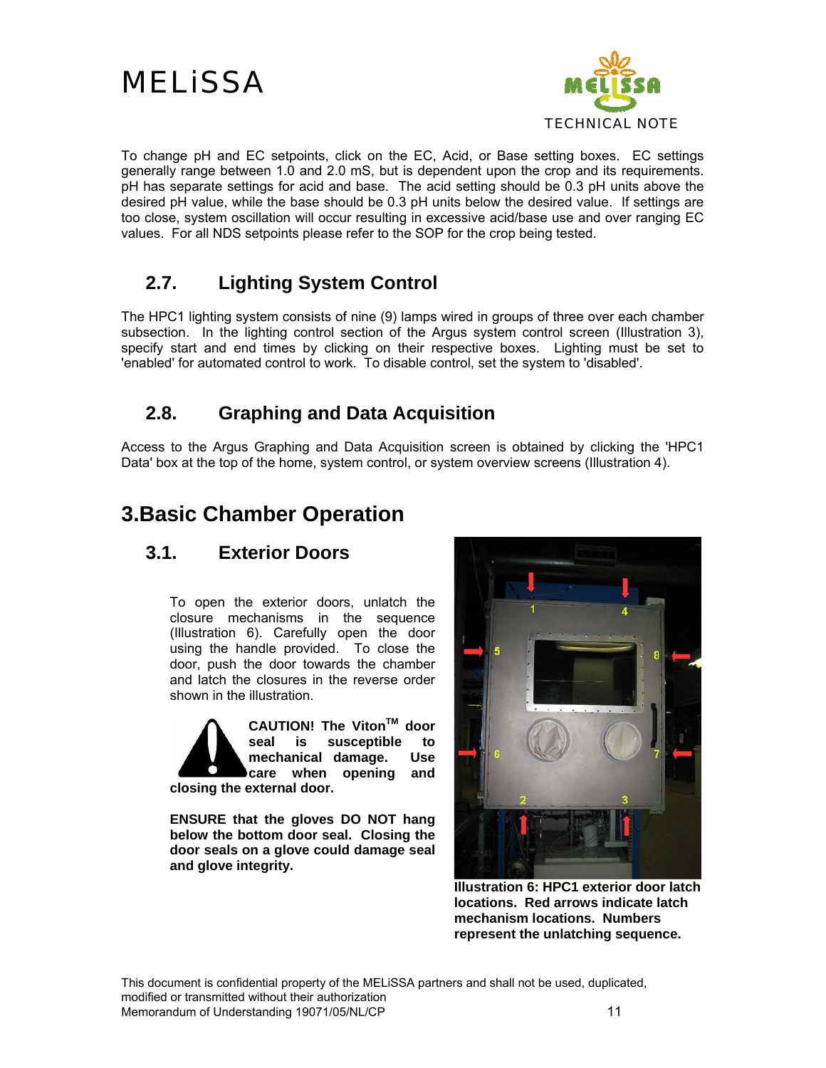To change pH and EC setpoints, click on the EC, Acid, or Base setting boxes. EC settings generally range between 1.0 and 2.0 mS, but is dependent upon the crop and its requirements. pH has separate settings for acid and base. The acid setting should be 0.3 pH units above the desired pH value, while the base should be 0.3 pH units below the desired value. If settings are too close, system oscillation will occur resulting in excessive acid/base use and over ranging EC values. For all NDS setpoints please refer to the SOP for the crop being tested.

## 2.7. Lighting System Control

The HPC1 lighting system consists of nine (9) lamps wired in groups of three over each chamber subsection. In the lighting control section of the Argus system control screen (Illustration 3), specify start and end times by clicking on their respective boxes. Lighting must be set to 'enabled' for automated control to work. To disable control, set the system to 'disabled'.

## 2.8. Graphing and Data Acquisition

Access to the Argus Graphing and Data Acquisition screen is obtained by clicking the 'HPC1 Data' box at the top of the home, system control, or system overview screens (Illustration 4).

# 3. Basic Chamber Operation

## 3.1. Exterior Doors

To open the exterior doors, unlatch the closure mechanisms in the sequence (Illustration 6). Carefully open the door using the handle provided. To close the door, push the door towards the chamber and latch the closures in the reverse order shown in the illustration.

**CAUTION! The Viton™ door seal is susceptible to mechanical damage. Use care when opening and closing the external door.**

**ENSURE that the gloves DO NOT hang below the bottom door seal. Closing the door seals on a glove could damage seal and glove integrity.**

**Illustration 6: HPC1 exterior door latch locations. Red arrows indicate latch mechanism locations. Numbers represent the unlatching sequence.**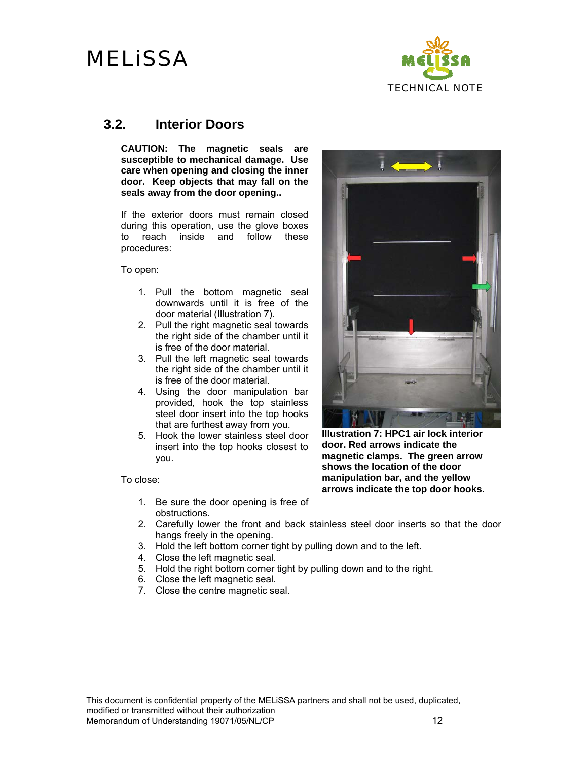## 3.2. Interior Doors

**CAUTION: The magnetic seals are susceptible to mechanical damage. Use care when opening and closing the inner door. Keep objects that may fall on the seals away from the door opening..**

If the exterior doors must remain closed during this operation, use the glove boxes to reach inside and follow these procedures:

To open:

1. Pull the bottom magnetic seal downwards until it is free of the door material (Illustration 7).
2. Pull the right magnetic seal towards the right side of the chamber until it is free of the door material.
3. Pull the left magnetic seal towards the right side of the chamber until it is free of the door material.
4. Using the door manipulation bar provided, hook the top stainless steel door insert into the top hooks that are furthest away from you.
5. Hook the lower stainless steel door insert into the top hooks closest to you.

**Illustration 7: HPC1 air lock interior door. Red arrows indicate the magnetic clamps. The green arrow shows the location of the door manipulation bar, and the yellow arrows indicate the top door hooks.**

To close:

1. Be sure the door opening is free of obstructions.
2. Carefully lower the front and back stainless steel door inserts so that the door hangs freely in the opening.
3. Hold the left bottom corner tight by pulling down and to the left.
4. Close the left magnetic seal.
5. Hold the right bottom corner tight by pulling down and to the right.
6. Close the left magnetic seal.
7. Close the centre magnetic seal.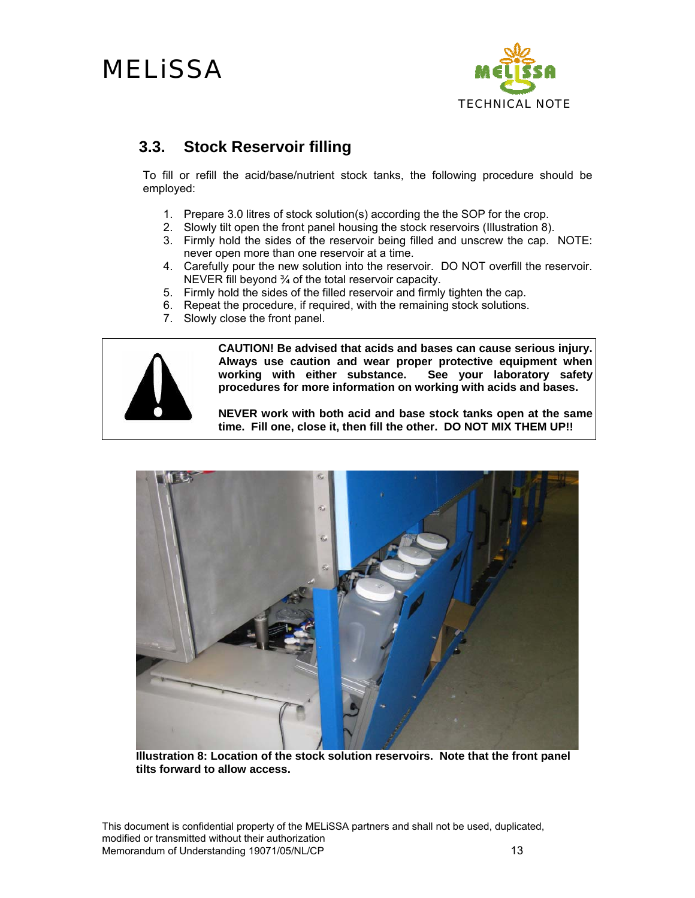## 3.3. Stock Reservoir filling

To fill or refill the acid/base/nutrient stock tanks, the following procedure should be employed:

1. Prepare 3.0 litres of stock solution(s) according the the SOP for the crop.
2. Slowly tilt open the front panel housing the stock reservoirs (Illustration 8).
3. Firmly hold the sides of the reservoir being filled and unscrew the cap. NOTE: never open more than one reservoir at a time.
4. Carefully pour the new solution into the reservoir. DO NOT overfill the reservoir. NEVER fill beyond ¾ of the total reservoir capacity.
5. Firmly hold the sides of the filled reservoir and firmly tighten the cap.
6. Repeat the procedure, if required, with the remaining stock solutions.
7. Slowly close the front panel.

**CAUTION! Be advised that acids and bases can cause serious injury. Always use caution and wear proper protective equipment when working with either substance. See your laboratory safety procedures for more information on working with acids and bases.**

**NEVER work with both acid and base stock tanks open at the same time. Fill one, close it, then fill the other. DO NOT MIX THEM UP!!**

**Illustration 8: Location of the stock solution reservoirs. Note that the front panel tilts forward to allow access.**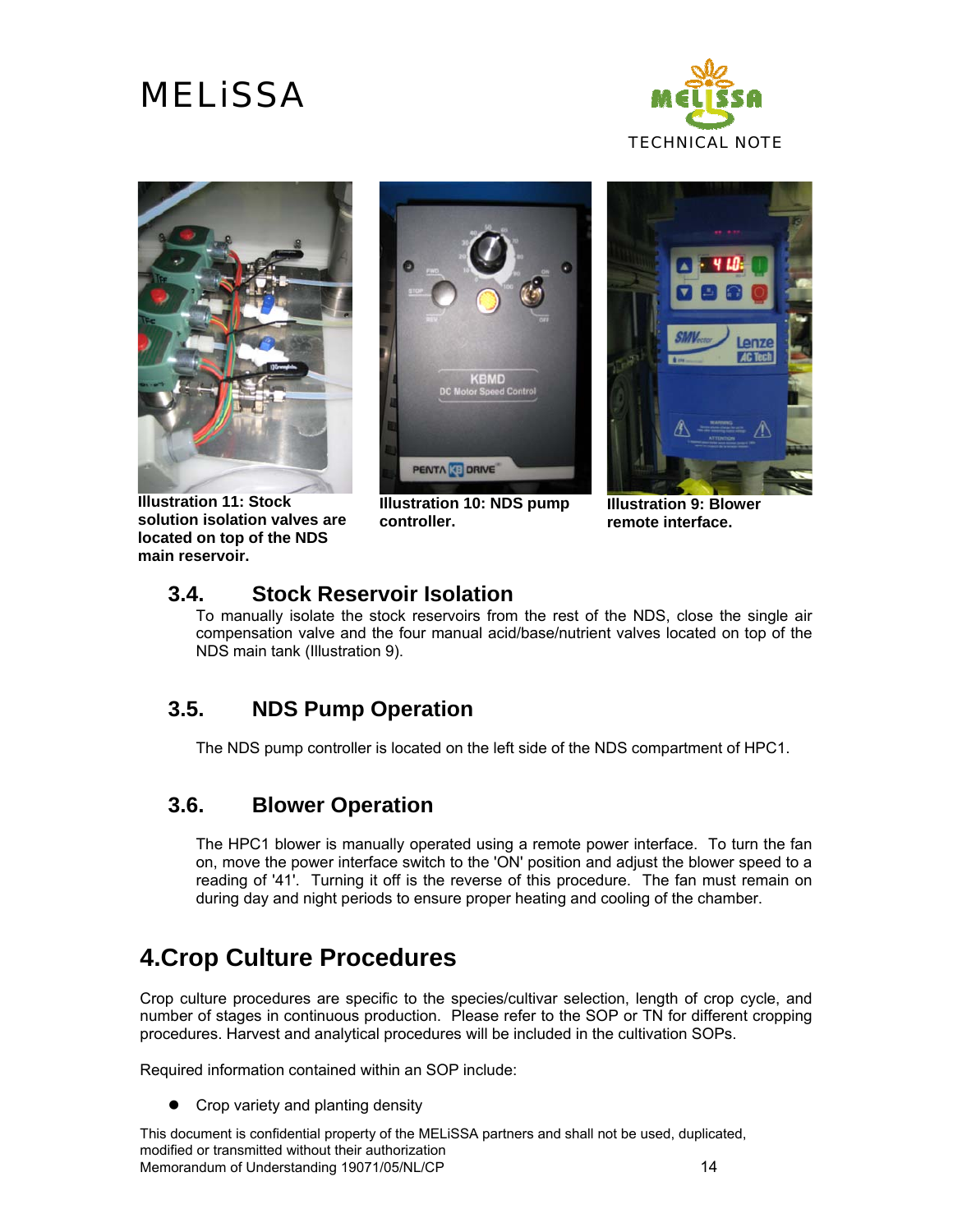**Illustration 11: Stock solution isolation valves are located on top of the NDS main reservoir.**

**Illustration 10: NDS pump controller.**

**Illustration 9: Blower remote interface.**

### 3.4. Stock Reservoir Isolation

To manually isolate the stock reservoirs from the rest of the NDS, close the single air compensation valve and the four manual acid/base/nutrient valves located on top of the NDS main tank (Illustration 9).

### 3.5. NDS Pump Operation

The NDS pump controller is located on the left side of the NDS compartment of HPC1.

### 3.6. Blower Operation

The HPC1 blower is manually operated using a remote power interface. To turn the fan on, move the power interface switch to the 'ON' position and adjust the blower speed to a reading of '41'. Turning it off is the reverse of this procedure. The fan must remain on during day and night periods to ensure proper heating and cooling of the chamber.

## 4.Crop Culture Procedures

Crop culture procedures are specific to the species/cultivar selection, length of crop cycle, and number of stages in continuous production. Please refer to the SOP or TN for different cropping procedures. Harvest and analytical procedures will be included in the cultivation SOPs.

Required information contained within an SOP include:

- Crop variety and planting density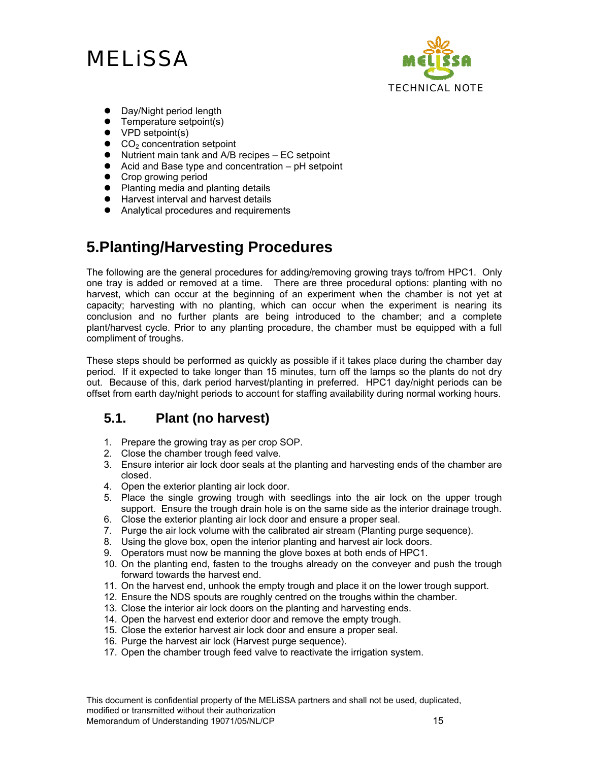- Day/Night period length
- Temperature setpoint(s)
- VPD setpoint(s)
- $CO_2$ concentration setpoint
- Nutrient main tank and A/B recipes – EC setpoint
- Acid and Base type and concentration – pH setpoint
- Crop growing period
- Planting media and planting details
- Harvest interval and harvest details
- Analytical procedures and requirements

# 5.Planting/Harvesting Procedures

The following are the general procedures for adding/removing growing trays to/from HPC1. Only one tray is added or removed at a time. There are three procedural options: planting with no harvest, which can occur at the beginning of an experiment when the chamber is not yet at capacity; harvesting with no planting, which can occur when the experiment is nearing its conclusion and no further plants are being introduced to the chamber; and a complete plant/harvest cycle. Prior to any planting procedure, the chamber must be equipped with a full compliment of troughs.

These steps should be performed as quickly as possible if it takes place during the chamber day period. If it expected to take longer than 15 minutes, turn off the lamps so the plants do not dry out. Because of this, dark period harvest/planting in preferred. HPC1 day/night periods can be offset from earth day/night periods to account for staffing availability during normal working hours.

## 5.1. Plant (no harvest)

1. Prepare the growing tray as per crop SOP.
2. Close the chamber trough feed valve.
3. Ensure interior air lock door seals at the planting and harvesting ends of the chamber are closed.
4. Open the exterior planting air lock door.
5. Place the single growing trough with seedlings into the air lock on the upper trough support. Ensure the trough drain hole is on the same side as the interior drainage trough.
6. Close the exterior planting air lock door and ensure a proper seal.
7. Purge the air lock volume with the calibrated air stream (Planting purge sequence).
8. Using the glove box, open the interior planting and harvest air lock doors.
9. Operators must now be manning the glove boxes at both ends of HPC1.
10. On the planting end, fasten to the troughs already on the conveyer and push the trough forward towards the harvest end.
11. On the harvest end, unhook the empty trough and place it on the lower trough support.
12. Ensure the NDS spouts are roughly centred on the troughs within the chamber.
13. Close the interior air lock doors on the planting and harvesting ends.
14. Open the harvest end exterior door and remove the empty trough.
15. Close the exterior harvest air lock door and ensure a proper seal.
16. Purge the harvest air lock (Harvest purge sequence).
17. Open the chamber trough feed valve to reactivate the irrigation system.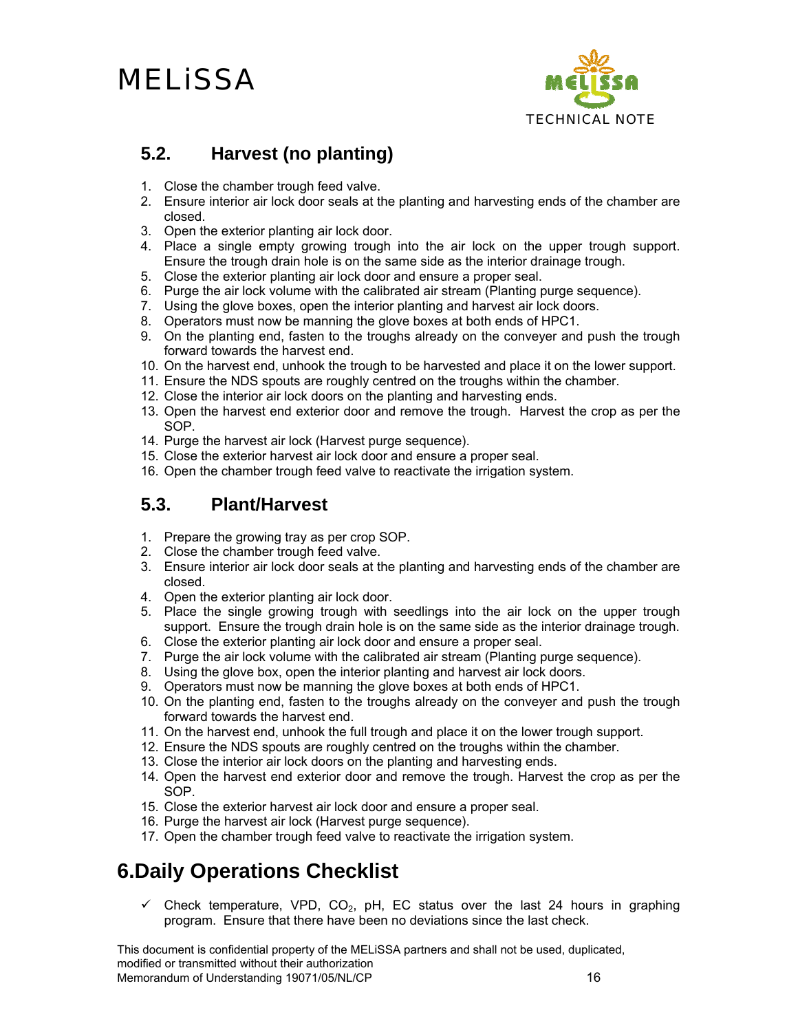## 5.2. Harvest (no planting)

1. Close the chamber trough feed valve.
2. Ensure interior air lock door seals at the planting and harvesting ends of the chamber are closed.
3. Open the exterior planting air lock door.
4. Place a single empty growing trough into the air lock on the upper trough support. Ensure the trough drain hole is on the same side as the interior drainage trough.
5. Close the exterior planting air lock door and ensure a proper seal.
6. Purge the air lock volume with the calibrated air stream (Planting purge sequence).
7. Using the glove boxes, open the interior planting and harvest air lock doors.
8. Operators must now be manning the glove boxes at both ends of HPC1.
9. On the planting end, fasten to the troughs already on the conveyer and push the trough forward towards the harvest end.
10. On the harvest end, unhook the trough to be harvested and place it on the lower support.
11. Ensure the NDS spouts are roughly centred on the troughs within the chamber.
12. Close the interior air lock doors on the planting and harvesting ends.
13. Open the harvest end exterior door and remove the trough. Harvest the crop as per the SOP.
14. Purge the harvest air lock (Harvest purge sequence).
15. Close the exterior harvest air lock door and ensure a proper seal.
16. Open the chamber trough feed valve to reactivate the irrigation system.

## 5.3. Plant/Harvest

1. Prepare the growing tray as per crop SOP.
2. Close the chamber trough feed valve.
3. Ensure interior air lock door seals at the planting and harvesting ends of the chamber are closed.
4. Open the exterior planting air lock door.
5. Place the single growing trough with seedlings into the air lock on the upper trough support. Ensure the trough drain hole is on the same side as the interior drainage trough.
6. Close the exterior planting air lock door and ensure a proper seal.
7. Purge the air lock volume with the calibrated air stream (Planting purge sequence).
8. Using the glove box, open the interior planting and harvest air lock doors.
9. Operators must now be manning the glove boxes at both ends of HPC1.
10. On the planting end, fasten to the troughs already on the conveyer and push the trough forward towards the harvest end.
11. On the harvest end, unhook the full trough and place it on the lower trough support.
12. Ensure the NDS spouts are roughly centred on the troughs within the chamber.
13. Close the interior air lock doors on the planting and harvesting ends.
14. Open the harvest end exterior door and remove the trough. Harvest the crop as per the SOP.
15. Close the exterior harvest air lock door and ensure a proper seal.
16. Purge the harvest air lock (Harvest purge sequence).
17. Open the chamber trough feed valve to reactivate the irrigation system.

# 6. Daily Operations Checklist

- ✓ Check temperature, VPD, $CO_2$, pH, EC status over the last 24 hours in graphing program. Ensure that there have been no deviations since the last check.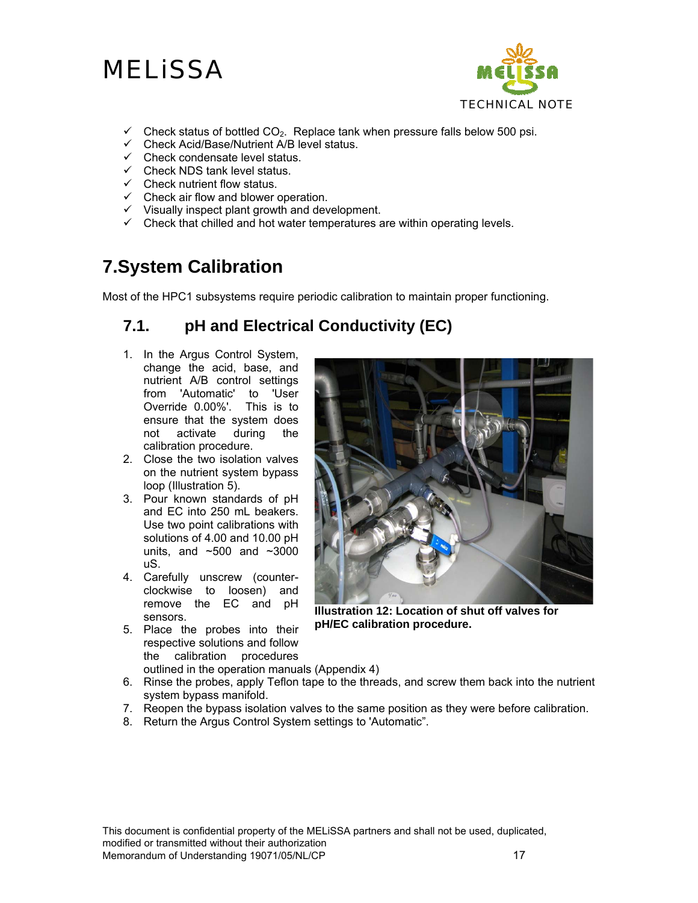- ✓ Check status of bottled $CO_2$. Replace tank when pressure falls below 500 psi.
- ✓ Check Acid/Base/Nutrient A/B level status.
- ✓ Check condensate level status.
- ✓ Check NDS tank level status.
- ✓ Check nutrient flow status.
- ✓ Check air flow and blower operation.
- ✓ Visually inspect plant growth and development.
- ✓ Check that chilled and hot water temperatures are within operating levels.

# 7.System Calibration

Most of the HPC1 subsystems require periodic calibration to maintain proper functioning.

## 7.1. pH and Electrical Conductivity (EC)

1. In the Argus Control System, change the acid, base, and nutrient A/B control settings from 'Automatic' to 'User Override 0.00%'. This is to ensure that the system does not activate during the calibration procedure.
2. Close the two isolation valves on the nutrient system bypass loop (Illustration 5).
3. Pour known standards of pH and EC into 250 mL beakers. Use two point calibrations with solutions of 4.00 and 10.00 pH units, and ~500 and ~3000 uS.
4. Carefully unscrew (counter-clockwise to loosen) and remove the EC and pH sensors.
5. Place the probes into their respective solutions and follow the calibration procedures outlined in the operation manuals (Appendix 4)
6. Rinse the probes, apply Teflon tape to the threads, and screw them back into the nutrient system bypass manifold.
7. Reopen the bypass isolation valves to the same position as they were before calibration.
8. Return the Argus Control System settings to 'Automatic".

**Illustration 12: Location of shut off valves for pH/EC calibration procedure.**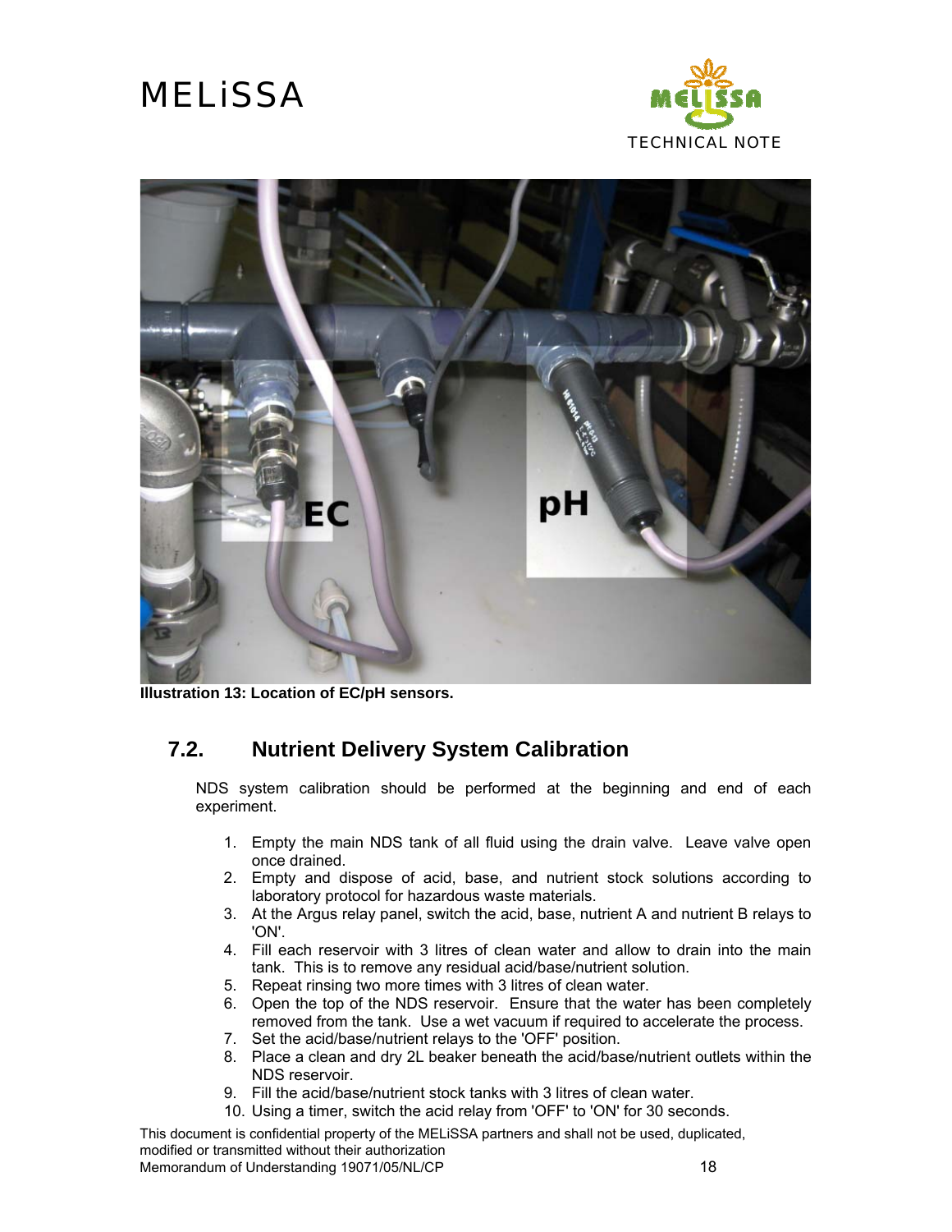Illustration 13: Location of EC/pH sensors.

## 7.2. Nutrient Delivery System Calibration

NDS system calibration should be performed at the beginning and end of each experiment.

1. Empty the main NDS tank of all fluid using the drain valve. Leave valve open once drained.
2. Empty and dispose of acid, base, and nutrient stock solutions according to laboratory protocol for hazardous waste materials.
3. At the Argus relay panel, switch the acid, base, nutrient A and nutrient B relays to 'ON'.
4. Fill each reservoir with 3 litres of clean water and allow to drain into the main tank. This is to remove any residual acid/base/nutrient solution.
5. Repeat rinsing two more times with 3 litres of clean water.
6. Open the top of the NDS reservoir. Ensure that the water has been completely removed from the tank. Use a wet vacuum if required to accelerate the process.
7. Set the acid/base/nutrient relays to the 'OFF' position.
8. Place a clean and dry 2L beaker beneath the acid/base/nutrient outlets within the NDS reservoir.
9. Fill the acid/base/nutrient stock tanks with 3 litres of clean water.
10. Using a timer, switch the acid relay from 'OFF' to 'ON' for 30 seconds.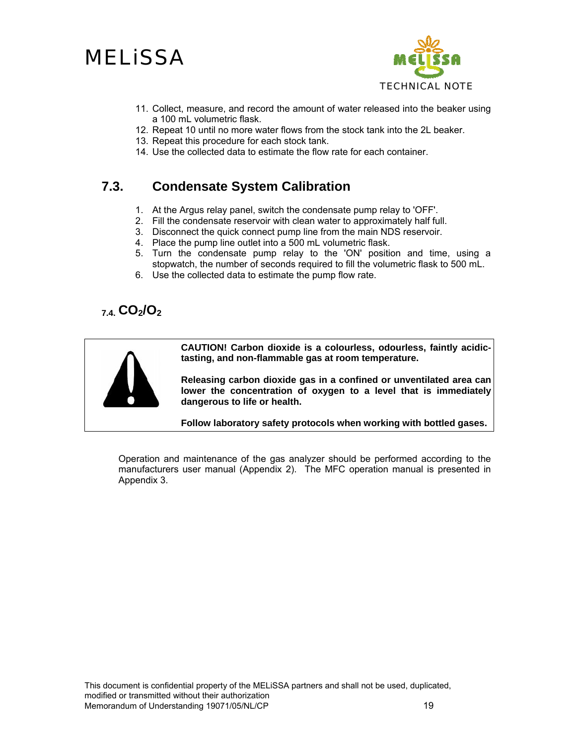11. Collect, measure, and record the amount of water released into the beaker using a 100 mL volumetric flask.
12. Repeat 10 until no more water flows from the stock tank into the 2L beaker.
13. Repeat this procedure for each stock tank.
14. Use the collected data to estimate the flow rate for each container.

## 7.3. Condensate System Calibration

1. At the Argus relay panel, switch the condensate pump relay to 'OFF'.
2. Fill the condensate reservoir with clean water to approximately half full.
3. Disconnect the quick connect pump line from the main NDS reservoir.
4. Place the pump line outlet into a 500 mL volumetric flask.
5. Turn the condensate pump relay to the 'ON' position and time, using a stopwatch, the number of seconds required to fill the volumetric flask to 500 mL.
6. Use the collected data to estimate the pump flow rate.

## 7.4. $CO_2$/$O_2$

**CAUTION! Carbon dioxide is a colourless, odourless, faintly acidic-tasting, and non-flammable gas at room temperature.**

**Releasing carbon dioxide gas in a confined or unventilated area can lower the concentration of oxygen to a level that is immediately dangerous to life or health.**

**Follow laboratory safety protocols when working with bottled gases.**

Operation and maintenance of the gas analyzer should be performed according to the manufacturers user manual (Appendix 2). The MFC operation manual is presented in Appendix 3.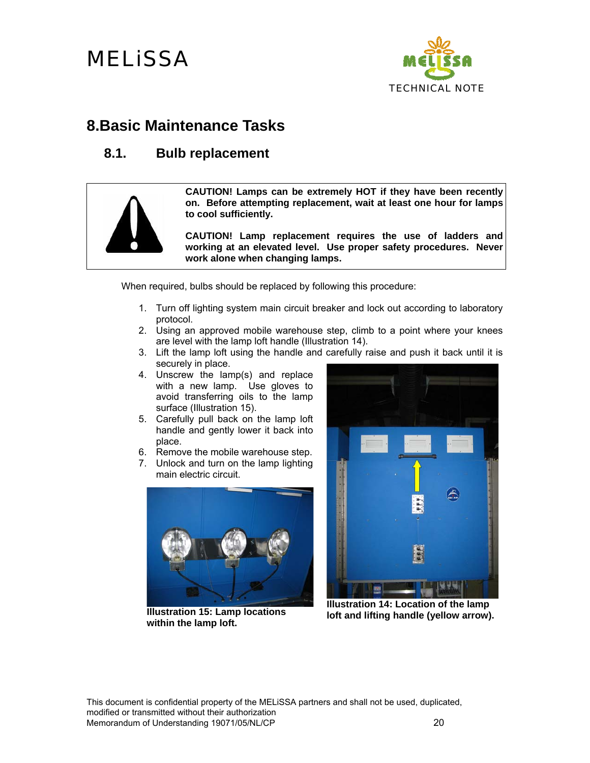# 8. Basic Maintenance Tasks

## 8.1. Bulb replacement

> **CAUTION! Lamps can be extremely HOT if they have been recently on. Before attempting replacement, wait at least one hour for lamps to cool sufficiently.**
>
> **CAUTION! Lamp replacement requires the use of ladders and working at an elevated level. Use proper safety procedures. Never work alone when changing lamps.**

When required, bulbs should be replaced by following this procedure:

1. Turn off lighting system main circuit breaker and lock out according to laboratory protocol.
2. Using an approved mobile warehouse step, climb to a point where your knees are level with the lamp loft handle (Illustration 14).
3. Lift the lamp loft using the handle and carefully raise and push it back until it is securely in place.
4. Unscrew the lamp(s) and replace with a new lamp. Use gloves to avoid transferring oils to the lamp surface (Illustration 15).
5. Carefully pull back on the lamp loft handle and gently lower it back into place.
6. Remove the mobile warehouse step.
7. Unlock and turn on the lamp lighting main electric circuit.

**Illustration 15: Lamp locations within the lamp loft.**

**Illustration 14: Location of the lamp loft and lifting handle (yellow arrow).**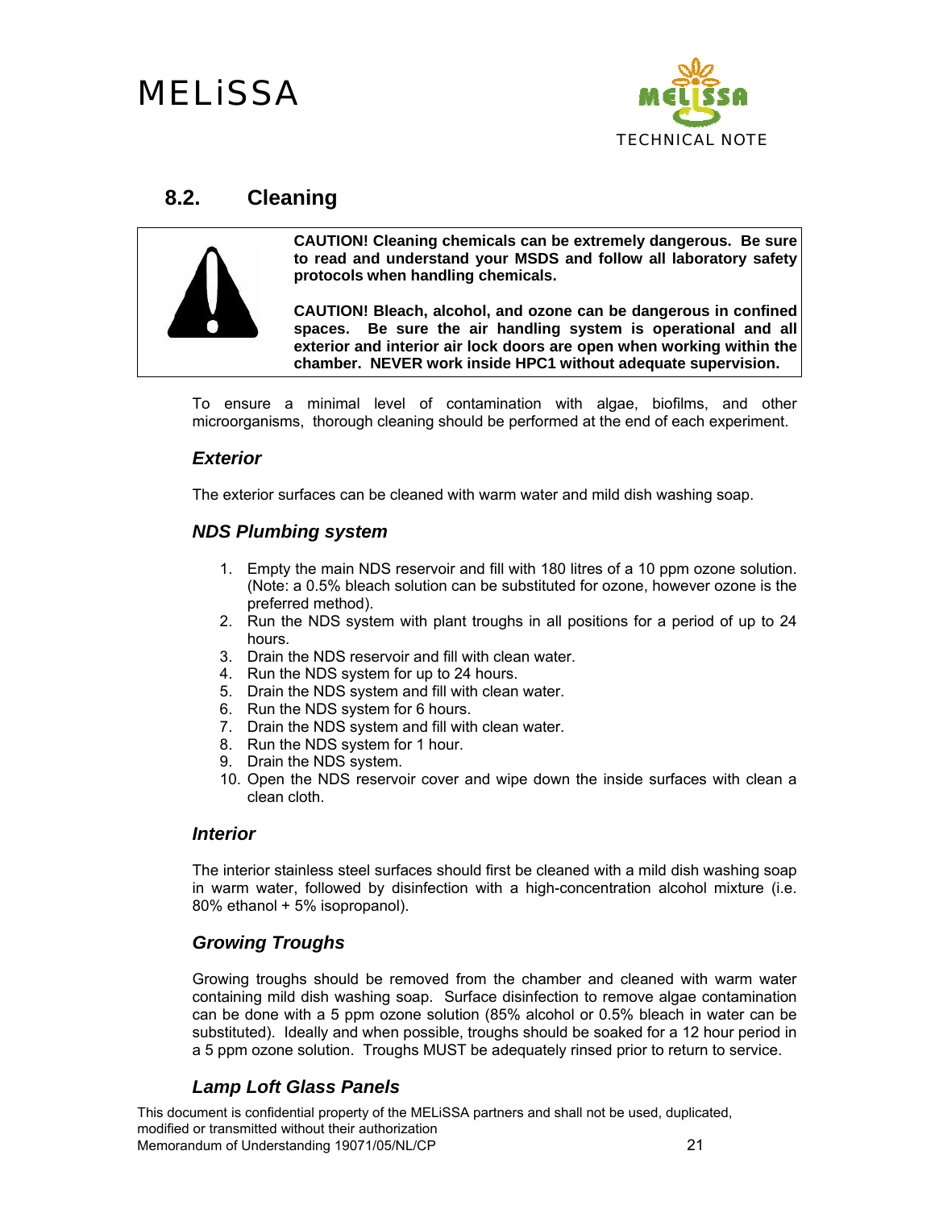## 8.2. Cleaning

**CAUTION! Cleaning chemicals can be extremely dangerous. Be sure to read and understand your MSDS and follow all laboratory safety protocols when handling chemicals.**

**CAUTION! Bleach, alcohol, and ozone can be dangerous in confined spaces. Be sure the air handling system is operational and all exterior and interior air lock doors are open when working within the chamber. NEVER work inside HPC1 without adequate supervision.**

To ensure a minimal level of contamination with algae, biofilms, and other microorganisms, thorough cleaning should be performed at the end of each experiment.

### *Exterior*

The exterior surfaces can be cleaned with warm water and mild dish washing soap.

### *NDS Plumbing system*

1. Empty the main NDS reservoir and fill with 180 litres of a 10 ppm ozone solution. (Note: a 0.5% bleach solution can be substituted for ozone, however ozone is the preferred method).
2. Run the NDS system with plant troughs in all positions for a period of up to 24 hours.
3. Drain the NDS reservoir and fill with clean water.
4. Run the NDS system for up to 24 hours.
5. Drain the NDS system and fill with clean water.
6. Run the NDS system for 6 hours.
7. Drain the NDS system and fill with clean water.
8. Run the NDS system for 1 hour.
9. Drain the NDS system.
10. Open the NDS reservoir cover and wipe down the inside surfaces with clean a clean cloth.

### *Interior*

The interior stainless steel surfaces should first be cleaned with a mild dish washing soap in warm water, followed by disinfection with a high-concentration alcohol mixture (i.e. 80% ethanol + 5% isopropanol).

### *Growing Troughs*

Growing troughs should be removed from the chamber and cleaned with warm water containing mild dish washing soap. Surface disinfection to remove algae contamination can be done with a 5 ppm ozone solution (85% alcohol or 0.5% bleach in water can be substituted). Ideally and when possible, troughs should be soaked for a 12 hour period in a 5 ppm ozone solution. Troughs MUST be adequately rinsed prior to return to service.

### *Lamp Loft Glass Panels*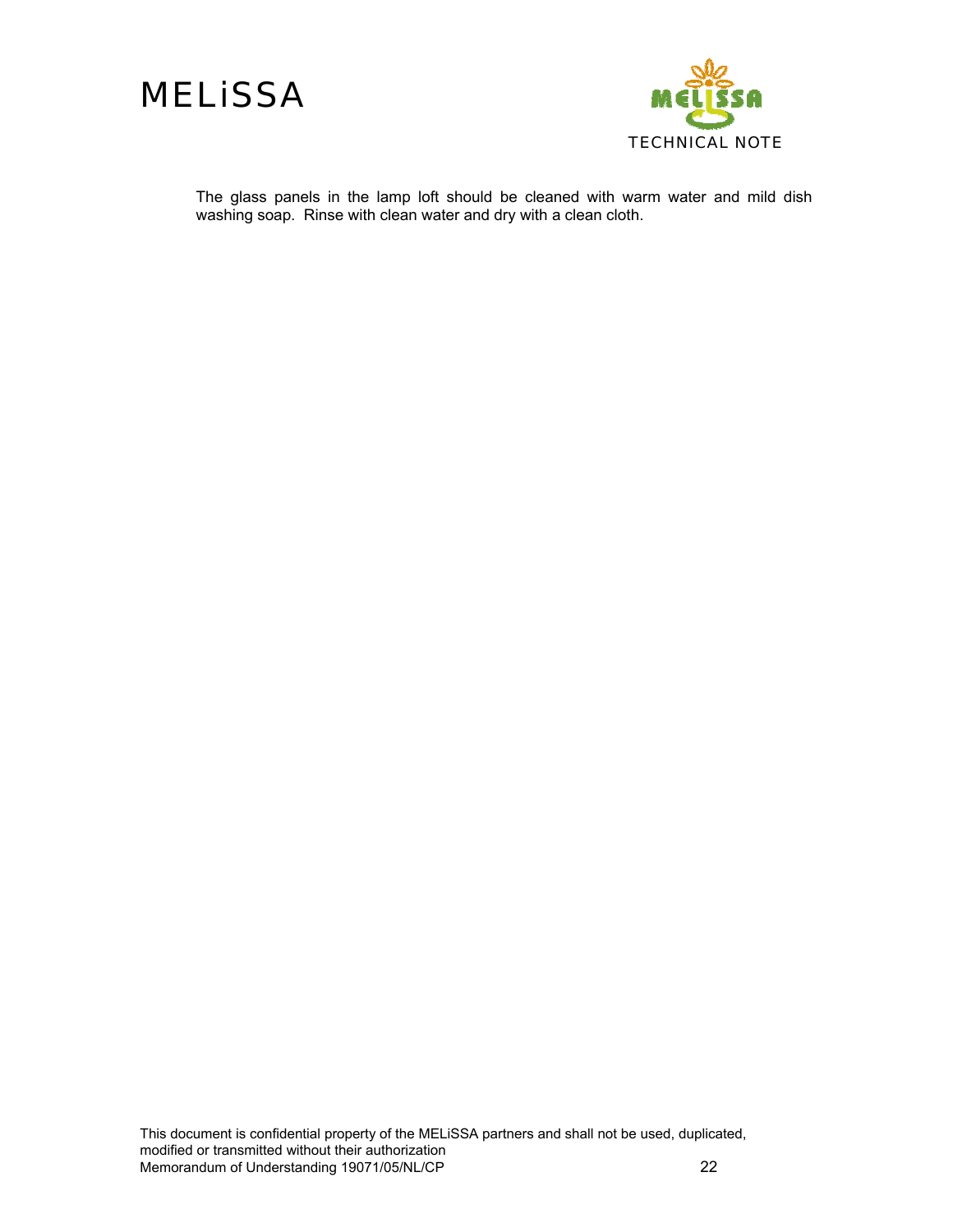The glass panels in the lamp loft should be cleaned with warm water and mild dish washing soap. Rinse with clean water and dry with a clean cloth.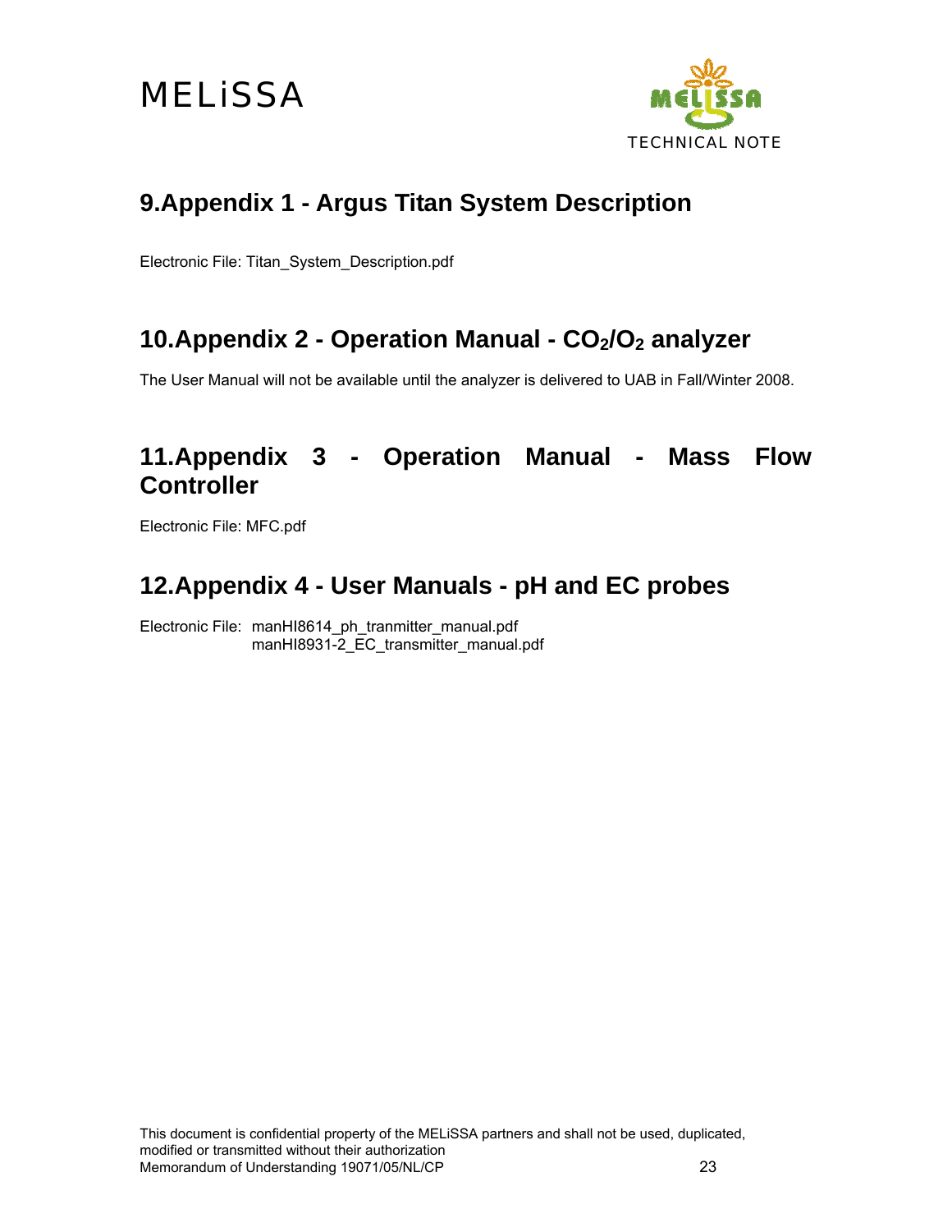# 9. Appendix 1 - Argus Titan System Description

Electronic File: Titan_System_Description.pdf

# 10. Appendix 2 - Operation Manual - $CO_2/O_2$ analyzer

The User Manual will not be available until the analyzer is delivered to UAB in Fall/Winter 2008.

# 11. Appendix 3 - Operation Manual - Mass Flow Controller

Electronic File: MFC.pdf

# 12. Appendix 4 - User Manuals - pH and EC probes

Electronic File: manHI8614_ph_tranmitter_manual.pdf
manHI8931-2_EC_transmitter_manual.pdf

This document is confidential property of the MELiSSA partners and shall not be used, duplicated, modified or transmitted without their authorization
Memorandum of Understanding 19071/05/NL/CP